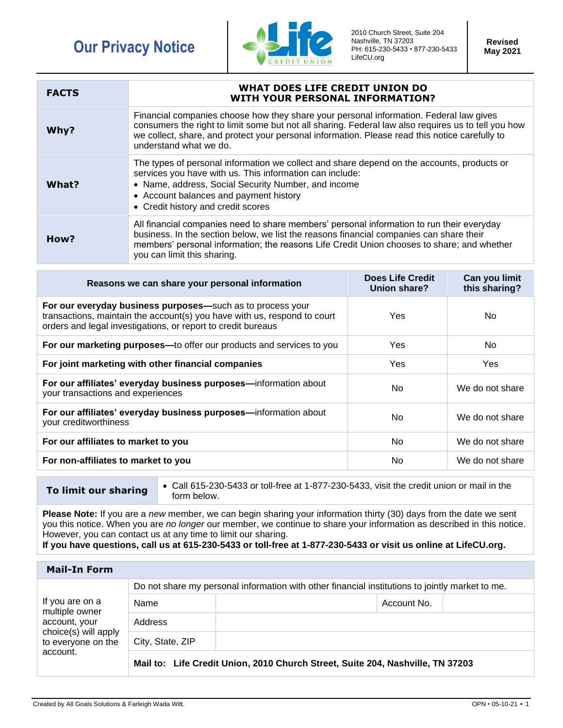# Our Privacy Notice

**Life Credit Union**

2010 Church Street, Suite 204
Nashville, TN 37203
PH: 615-230-5433 • 877-230-5433
LifeCU.org

**Revised May 2021**

| **FACTS** | **WHAT DOES LIFE CREDIT UNION DO WITH YOUR PERSONAL INFORMATION?** |
|---|---|
| **Why?** | Financial companies choose how they share your personal information. Federal law gives consumers the right to limit some but not all sharing. Federal law also requires us to tell you how we collect, share, and protect your personal information. Please read this notice carefully to understand what we do. |
| **What?** | The types of personal information we collect and share depend on the accounts, products or services you have with us. This information can include:<br>• Name, address, Social Security Number, and income<br>• Account balances and payment history<br>• Credit history and credit scores |
| **How?** | All financial companies need to share members' personal information to run their everyday business. In the section below, we list the reasons financial companies can share their members' personal information; the reasons Life Credit Union chooses to share; and whether you can limit this sharing. |

| Reasons we can share your personal information | Does Life Credit Union share? | Can you limit this sharing? |
|---|---|---|
| **For our everyday business purposes—**such as to process your transactions, maintain the account(s) you have with us, respond to court orders and legal investigations, or report to credit bureaus | Yes | No |
| **For our marketing purposes—**to offer our products and services to you | Yes | No |
| **For joint marketing with other financial companies** | Yes | Yes |
| **For our affiliates' everyday business purposes—**information about your transactions and experiences | No | We do not share |
| **For our affiliates' everyday business purposes—**information about your creditworthiness | No | We do not share |
| **For our affiliates to market to you** | No | We do not share |
| **For non-affiliates to market to you** | No | We do not share |

| **To limit our sharing** | • Call 615-230-5433 or toll-free at 1-877-230-5433, visit the credit union or mail in the form below. |
|---|---|

**Please Note:** If you are a *new* member, we can begin sharing your information thirty (30) days from the date we sent you this notice. When you are *no longer* our member, we continue to share your information as described in this notice. However, you can contact us at any time to limit our sharing.

**If you have questions, call us at 615-230-5433 or toll-free at 1-877-230-5433 or visit us online at LifeCU.org.**

## Mail-In Form

| If you are on a multiple owner account, your choice(s) will apply to everyone on the account. | Do not share my personal information with other financial institutions to jointly market to me. | | | |
|---|---|---|---|---|
| | Name | | Account No. | |
| | Address | | | |
| | City, State, ZIP | | | |
| | **Mail to: Life Credit Union, 2010 Church Street, Suite 204, Nashville, TN 37203** | | | |

Created by All Goals Solutions & Farleigh Wada Witt.

OPN • 05-10-21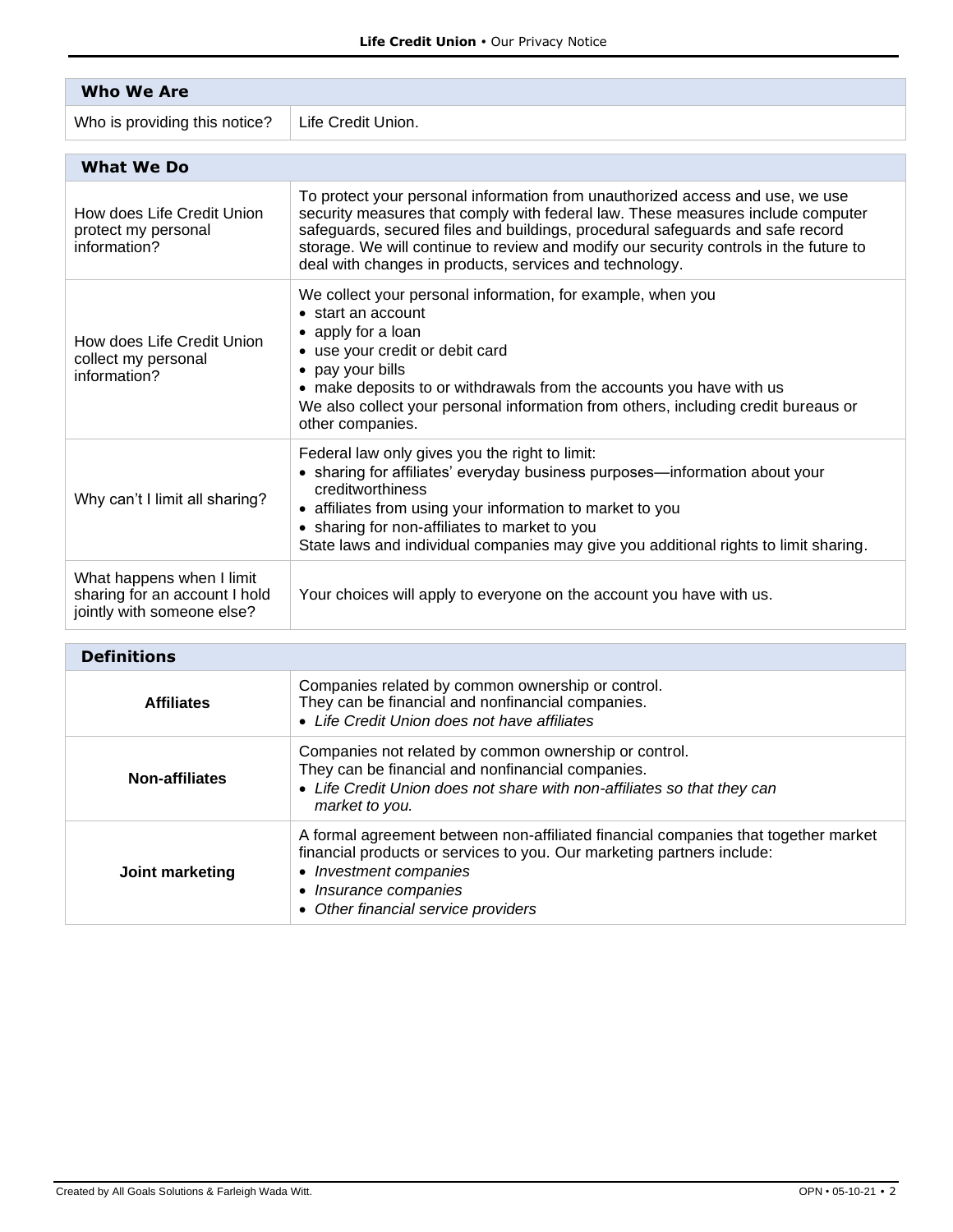| Who We Are | |
|---|---|
| Who is providing this notice? | Life Credit Union. |

| What We Do | |
|---|---|
| How does Life Credit Union protect my personal information? | To protect your personal information from unauthorized access and use, we use security measures that comply with federal law. These measures include computer safeguards, secured files and buildings, procedural safeguards and safe record storage. We will continue to review and modify our security controls in the future to deal with changes in products, services and technology. |
| How does Life Credit Union collect my personal information? | We collect your personal information, for example, when you<br>• start an account<br>• apply for a loan<br>• use your credit or debit card<br>• pay your bills<br>• make deposits to or withdrawals from the accounts you have with us<br>We also collect your personal information from others, including credit bureaus or other companies. |
| Why can't I limit all sharing? | Federal law only gives you the right to limit:<br>• sharing for affiliates' everyday business purposes—information about your creditworthiness<br>• affiliates from using your information to market to you<br>• sharing for non-affiliates to market to you<br>State laws and individual companies may give you additional rights to limit sharing. |
| What happens when I limit sharing for an account I hold jointly with someone else? | Your choices will apply to everyone on the account you have with us. |

| Definitions | |
|---|---|
| **Affiliates** | Companies related by common ownership or control.<br>They can be financial and nonfinancial companies.<br>• *Life Credit Union does not have affiliates* |
| **Non-affiliates** | Companies not related by common ownership or control.<br>They can be financial and nonfinancial companies.<br>• *Life Credit Union does not share with non-affiliates so that they can market to you.* |
| **Joint marketing** | A formal agreement between non-affiliated financial companies that together market financial products or services to you. Our marketing partners include:<br>• *Investment companies*<br>• *Insurance companies*<br>• *Other financial service providers* |

Created by All Goals Solutions & Farleigh Wada Witt.

OPN • 05-10-21